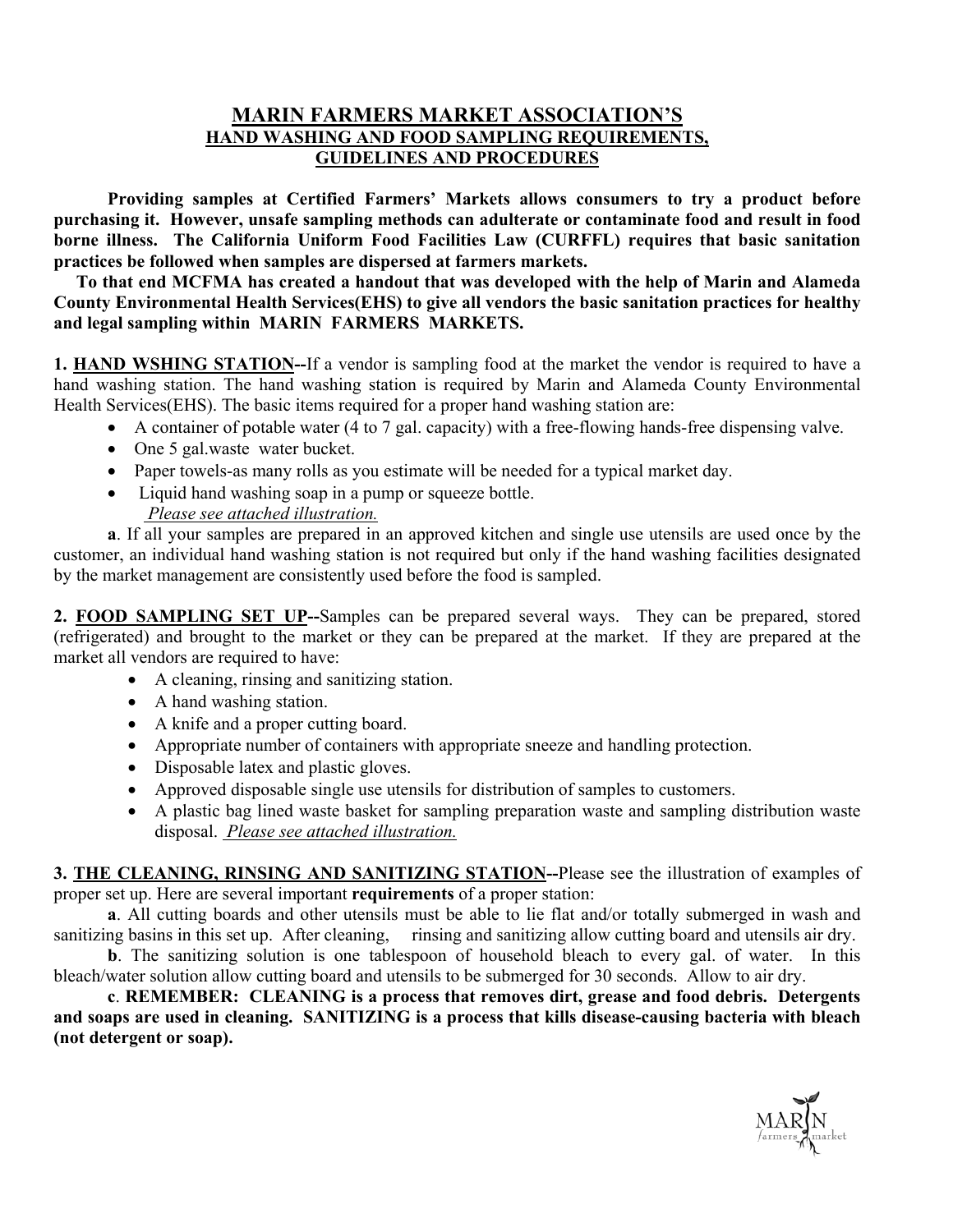# MARIN FARMERS MARKET ASSOCIATION'S
## HAND WASHING AND FOOD SAMPLING REQUIREMENTS, GUIDELINES AND PROCEDURES

**Providing samples at Certified Farmers' Markets allows consumers to try a product before purchasing it. However, unsafe sampling methods can adulterate or contaminate food and result in food borne illness. The California Uniform Food Facilities Law (CURFFL) requires that basic sanitation practices be followed when samples are dispersed at farmers markets.**

**To that end MCFMA has created a handout that was developed with the help of Marin and Alameda County Environmental Health Services(EHS) to give all vendors the basic sanitation practices for healthy and legal sampling within MARIN FARMERS MARKETS.**

**1. HAND WSHING STATION--**If a vendor is sampling food at the market the vendor is required to have a hand washing station. The hand washing station is required by Marin and Alameda County Environmental Health Services(EHS). The basic items required for a proper hand washing station are:

- A container of potable water (4 to 7 gal. capacity) with a free-flowing hands-free dispensing valve.
- One 5 gal.waste water bucket.
- Paper towels-as many rolls as you estimate will be needed for a typical market day.
- Liquid hand washing soap in a pump or squeeze bottle.
  *Please see attached illustration.*

**a**. If all your samples are prepared in an approved kitchen and single use utensils are used once by the customer, an individual hand washing station is not required but only if the hand washing facilities designated by the market management are consistently used before the food is sampled.

**2. FOOD SAMPLING SET UP--**Samples can be prepared several ways. They can be prepared, stored (refrigerated) and brought to the market or they can be prepared at the market. If they are prepared at the market all vendors are required to have:

- A cleaning, rinsing and sanitizing station.
- A hand washing station.
- A knife and a proper cutting board.
- Appropriate number of containers with appropriate sneeze and handling protection.
- Disposable latex and plastic gloves.
- Approved disposable single use utensils for distribution of samples to customers.
- A plastic bag lined waste basket for sampling preparation waste and sampling distribution waste disposal. *Please see attached illustration.*

**3. THE CLEANING, RINSING AND SANITIZING STATION--**Please see the illustration of examples of proper set up. Here are several important **requirements** of a proper station:

**a**. All cutting boards and other utensils must be able to lie flat and/or totally submerged in wash and sanitizing basins in this set up. After cleaning, rinsing and sanitizing allow cutting board and utensils air dry.

**b**. The sanitizing solution is one tablespoon of household bleach to every gal. of water. In this bleach/water solution allow cutting board and utensils to be submerged for 30 seconds. Allow to air dry.

**c**. **REMEMBER: CLEANING is a process that removes dirt, grease and food debris. Detergents and soaps are used in cleaning. SANITIZING is a process that kills disease-causing bacteria with bleach (not detergent or soap).**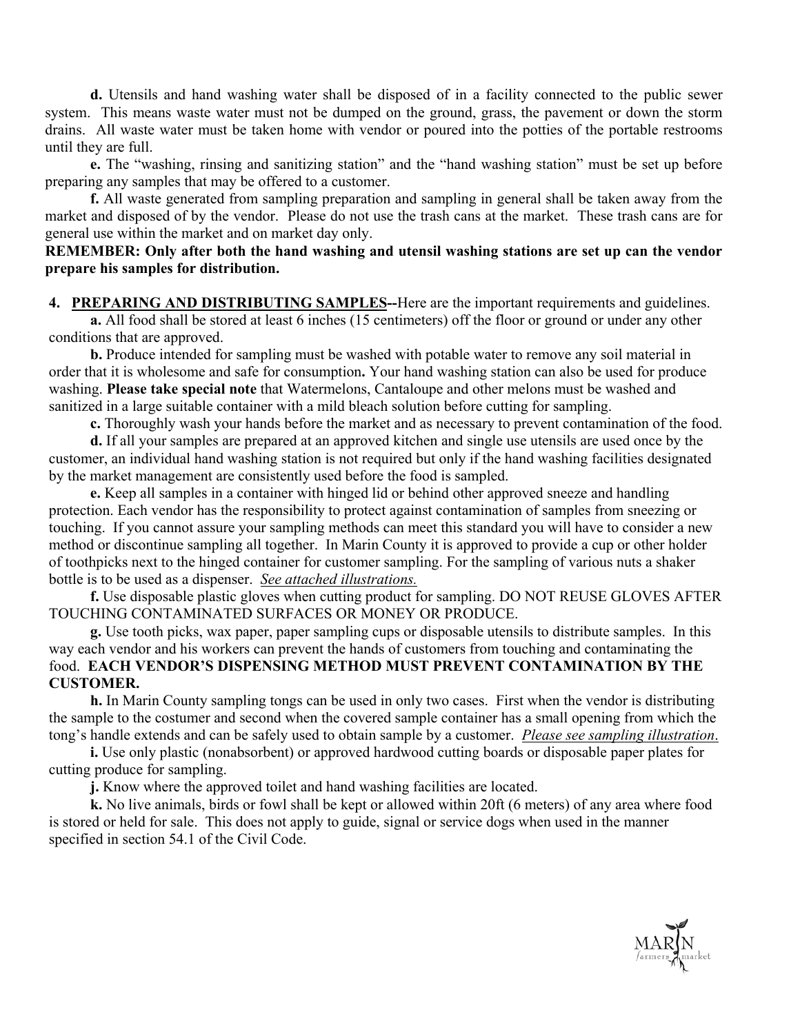**d.** Utensils and hand washing water shall be disposed of in a facility connected to the public sewer system. This means waste water must not be dumped on the ground, grass, the pavement or down the storm drains. All waste water must be taken home with vendor or poured into the potties of the portable restrooms until they are full.

**e.** The "washing, rinsing and sanitizing station" and the "hand washing station" must be set up before preparing any samples that may be offered to a customer.

**f.** All waste generated from sampling preparation and sampling in general shall be taken away from the market and disposed of by the vendor. Please do not use the trash cans at the market. These trash cans are for general use within the market and on market day only.

**REMEMBER: Only after both the hand washing and utensil washing stations are set up can the vendor prepare his samples for distribution.**

**4. <u>PREPARING AND DISTRIBUTING SAMPLES</u>--**Here are the important requirements and guidelines.

**a.** All food shall be stored at least 6 inches (15 centimeters) off the floor or ground or under any other conditions that are approved.

**b.** Produce intended for sampling must be washed with potable water to remove any soil material in order that it is wholesome and safe for consumption**.** Your hand washing station can also be used for produce washing. **Please take special note** that Watermelons, Cantaloupe and other melons must be washed and sanitized in a large suitable container with a mild bleach solution before cutting for sampling.

**c.** Thoroughly wash your hands before the market and as necessary to prevent contamination of the food.

**d.** If all your samples are prepared at an approved kitchen and single use utensils are used once by the customer, an individual hand washing station is not required but only if the hand washing facilities designated by the market management are consistently used before the food is sampled.

**e.** Keep all samples in a container with hinged lid or behind other approved sneeze and handling protection. Each vendor has the responsibility to protect against contamination of samples from sneezing or touching. If you cannot assure your sampling methods can meet this standard you will have to consider a new method or discontinue sampling all together. In Marin County it is approved to provide a cup or other holder of toothpicks next to the hinged container for customer sampling. For the sampling of various nuts a shaker bottle is to be used as a dispenser. *<u>See attached illustrations.</u>*

**f.** Use disposable plastic gloves when cutting product for sampling. DO NOT REUSE GLOVES AFTER TOUCHING CONTAMINATED SURFACES OR MONEY OR PRODUCE.

**g.** Use tooth picks, wax paper, paper sampling cups or disposable utensils to distribute samples. In this way each vendor and his workers can prevent the hands of customers from touching and contaminating the food. **EACH VENDOR'S DISPENSING METHOD MUST PREVENT CONTAMINATION BY THE CUSTOMER.**

**h.** In Marin County sampling tongs can be used in only two cases. First when the vendor is distributing the sample to the costumer and second when the covered sample container has a small opening from which the tong's handle extends and can be safely used to obtain sample by a customer. *<u>Please see sampling illustration</u>.*

**i.** Use only plastic (nonabsorbent) or approved hardwood cutting boards or disposable paper plates for cutting produce for sampling.

**j.** Know where the approved toilet and hand washing facilities are located.

**k.** No live animals, birds or fowl shall be kept or allowed within 20ft (6 meters) of any area where food is stored or held for sale. This does not apply to guide, signal or service dogs when used in the manner specified in section 54.1 of the Civil Code.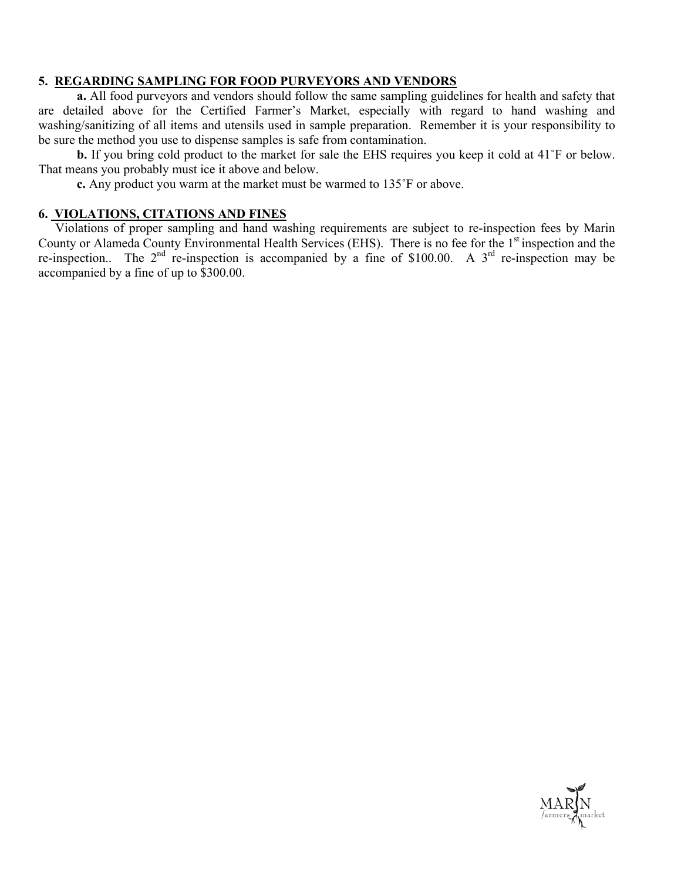### 5. REGARDING SAMPLING FOR FOOD PURVEYORS AND VENDORS

**a.** All food purveyors and vendors should follow the same sampling guidelines for health and safety that are detailed above for the Certified Farmer's Market, especially with regard to hand washing and washing/sanitizing of all items and utensils used in sample preparation. Remember it is your responsibility to be sure the method you use to dispense samples is safe from contamination.

**b.** If you bring cold product to the market for sale the EHS requires you keep it cold at 41˚F or below. That means you probably must ice it above and below.

**c.** Any product you warm at the market must be warmed to 135˚F or above.

### 6. VIOLATIONS, CITATIONS AND FINES

Violations of proper sampling and hand washing requirements are subject to re-inspection fees by Marin County or Alameda County Environmental Health Services (EHS). There is no fee for the 1st inspection and the re-inspection.. The 2nd re-inspection is accompanied by a fine of $100.00. A 3rd re-inspection may be accompanied by a fine of up to $300.00.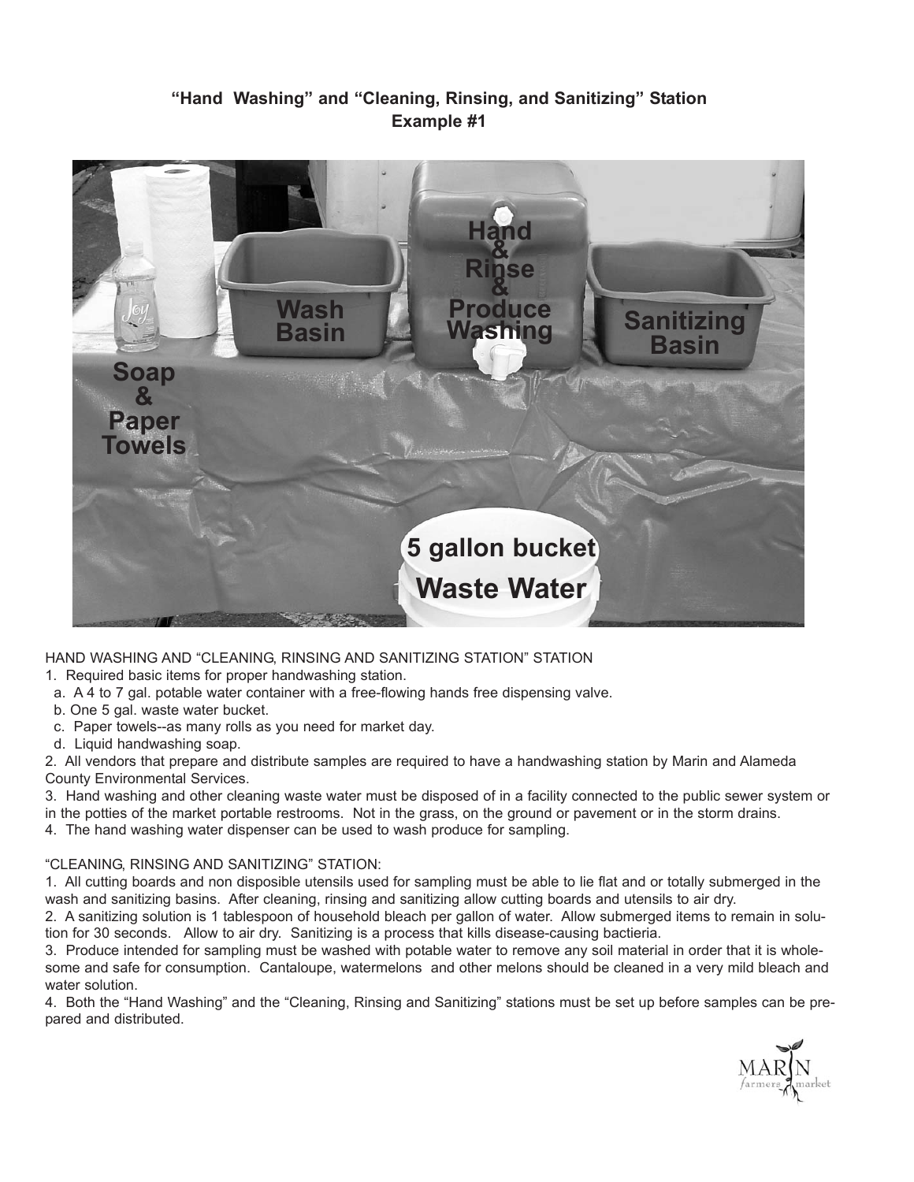## "Hand Washing" and "Cleaning, Rinsing, and Sanitizing" Station
## Example #1

Soap & Paper Towels

Wash Basin

Hand & Rinse & Produce Washing

Sanitizing Basin

5 gallon bucket Waste Water

HAND WASHING AND "CLEANING, RINSING AND SANITIZING STATION" STATION

1. Required basic items for proper handwashing station.
   a. A 4 to 7 gal. potable water container with a free-flowing hands free dispensing valve.
   b. One 5 gal. waste water bucket.
   c. Paper towels--as many rolls as you need for market day.
   d. Liquid handwashing soap.
2. All vendors that prepare and distribute samples are required to have a handwashing station by Marin and Alameda County Environmental Services.
3. Hand washing and other cleaning waste water must be disposed of in a facility connected to the public sewer system or in the potties of the market portable restrooms. Not in the grass, on the ground or pavement or in the storm drains.
4. The hand washing water dispenser can be used to wash produce for sampling.

"CLEANING, RINSING AND SANITIZING" STATION:

1. All cutting boards and non disposible utensils used for sampling must be able to lie flat and or totally submerged in the wash and sanitizing basins. After cleaning, rinsing and sanitizing allow cutting boards and utensils to air dry.
2. A sanitizing solution is 1 tablespoon of household bleach per gallon of water. Allow submerged items to remain in solution for 30 seconds. Allow to air dry. Sanitizing is a process that kills disease-causing bactieria.
3. Produce intended for sampling must be washed with potable water to remove any soil material in order that it is wholesome and safe for consumption. Cantaloupe, watermelons and other melons should be cleaned in a very mild bleach and water solution.
4. Both the "Hand Washing" and the "Cleaning, Rinsing and Sanitizing" stations must be set up before samples can be prepared and distributed.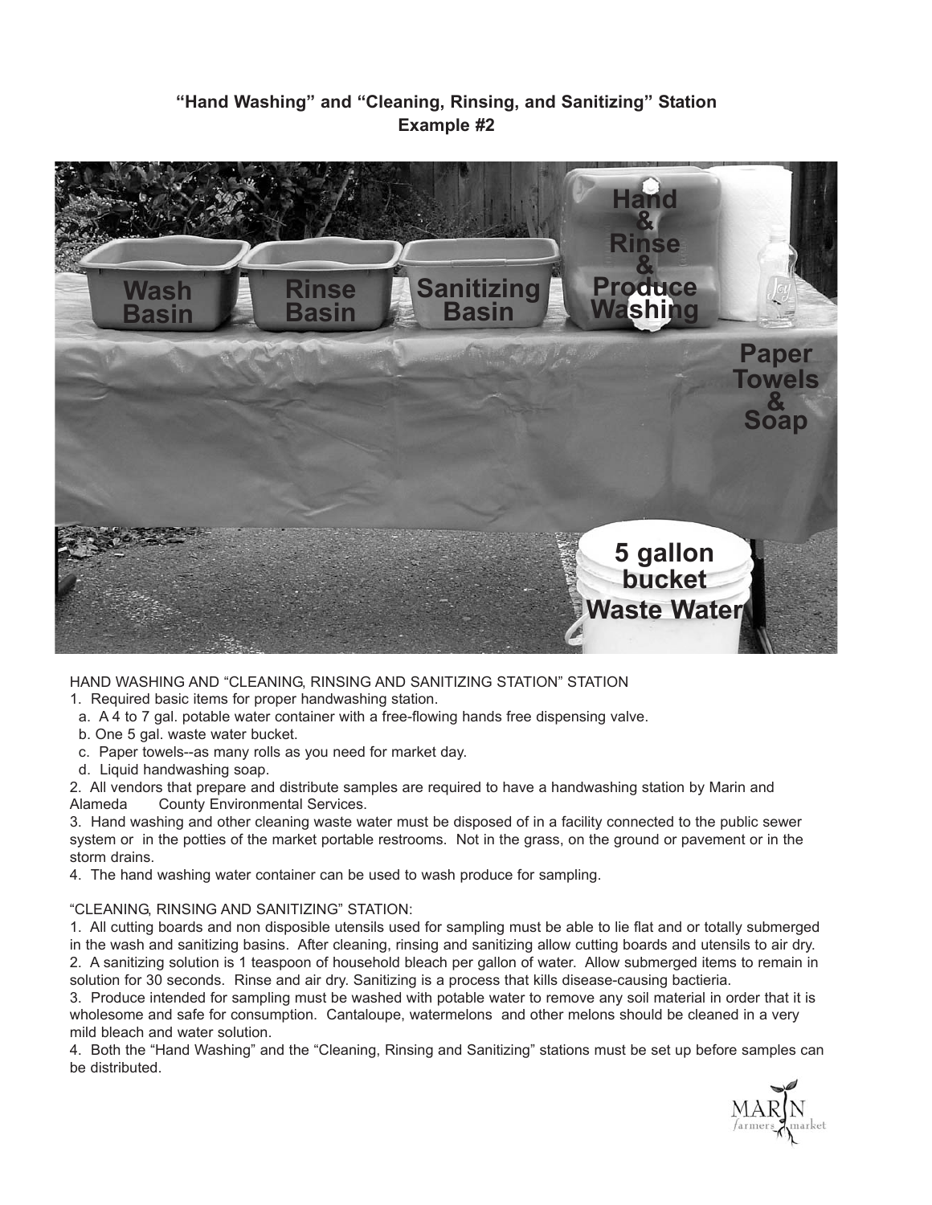## "Hand Washing" and "Cleaning, Rinsing, and Sanitizing" Station
### Example #2

Wash Basin

Rinse Basin

Sanitizing Basin

Hand & Rinse & Produce Washing

Paper Towels & Soap

5 gallon bucket Waste Water

HAND WASHING AND "CLEANING, RINSING AND SANITIZING STATION" STATION

1. Required basic items for proper handwashing station.
   a. A 4 to 7 gal. potable water container with a free-flowing hands free dispensing valve.
   b. One 5 gal. waste water bucket.
   c. Paper towels--as many rolls as you need for market day.
   d. Liquid handwashing soap.
2. All vendors that prepare and distribute samples are required to have a handwashing station by Marin and Alameda County Environmental Services.
3. Hand washing and other cleaning waste water must be disposed of in a facility connected to the public sewer system or in the potties of the market portable restrooms. Not in the grass, on the ground or pavement or in the storm drains.
4. The hand washing water container can be used to wash produce for sampling.

"CLEANING, RINSING AND SANITIZING" STATION:

1. All cutting boards and non disposible utensils used for sampling must be able to lie flat and or totally submerged in the wash and sanitizing basins. After cleaning, rinsing and sanitizing allow cutting boards and utensils to air dry.
2. A sanitizing solution is 1 teaspoon of household bleach per gallon of water. Allow submerged items to remain in solution for 30 seconds. Rinse and air dry. Sanitizing is a process that kills disease-causing bactieria.
3. Produce intended for sampling must be washed with potable water to remove any soil material in order that it is wholesome and safe for consumption. Cantaloupe, watermelons and other melons should be cleaned in a very mild bleach and water solution.
4. Both the "Hand Washing" and the "Cleaning, Rinsing and Sanitizing" stations must be set up before samples can be distributed.

MARIN farmers market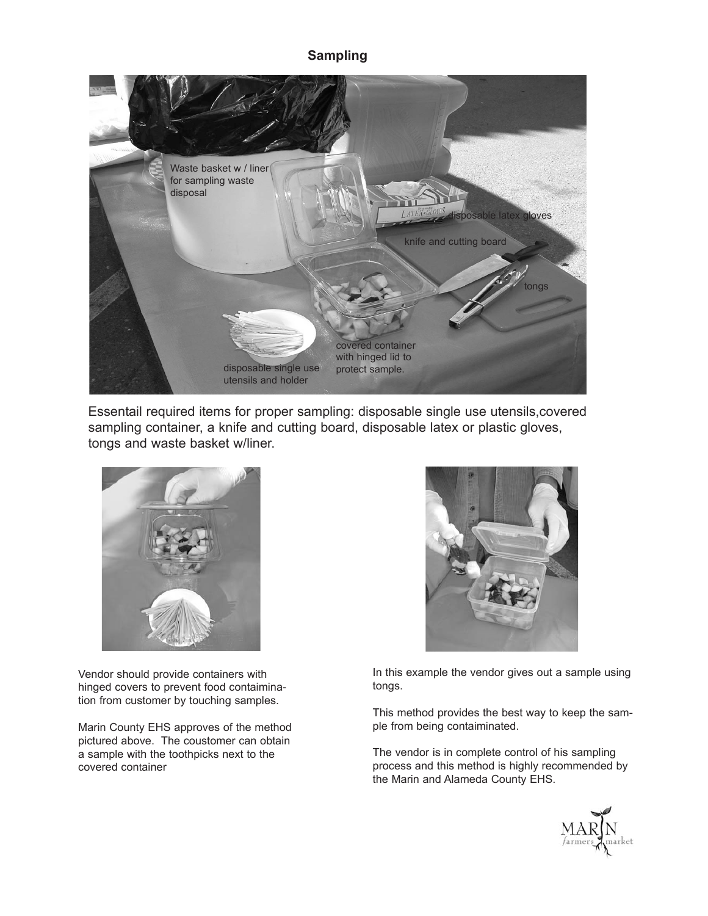## Sampling

Waste basket w / liner for sampling waste disposal

disposable latex gloves

knife and cutting board

tongs

covered container with hinged lid to protect sample.

disposable single use utensils and holder

Essentail required items for proper sampling: disposable single use utensils,covered sampling container, a knife and cutting board, disposable latex or plastic gloves, tongs and waste basket w/liner.

Vendor should provide containers with hinged covers to prevent food contaimination from customer by touching samples.

Marin County EHS approves of the method pictured above. The coustomer can obtain a sample with the toothpicks next to the covered container

In this example the vendor gives out a sample using tongs.

This method provides the best way to keep the sample from being contaiminated.

The vendor is in complete control of his sampling process and this method is highly recommended by the Marin and Alameda County EHS.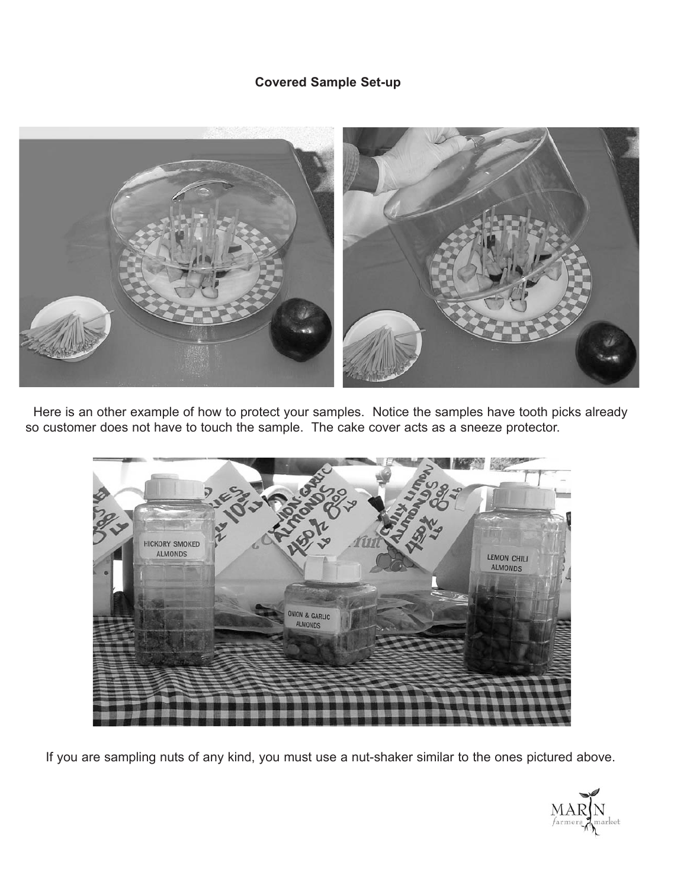**Covered Sample Set-up**

Here is an other example of how to protect your samples. Notice the samples have tooth picks already so customer does not have to touch the sample. The cake cover acts as a sneeze protector.

If you are sampling nuts of any kind, you must use a nut-shaker similar to the ones pictured above.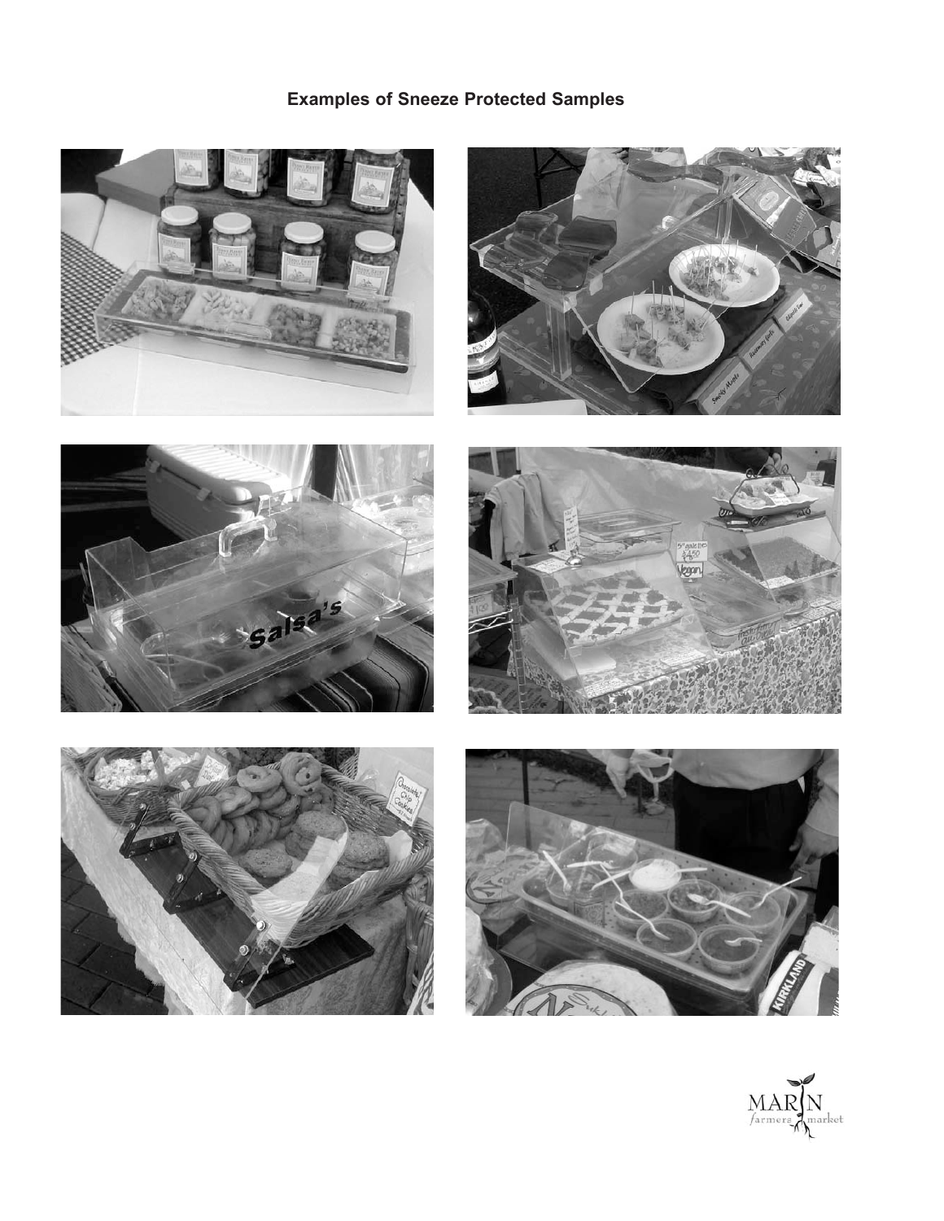**Examples of Sneeze Protected Samples**